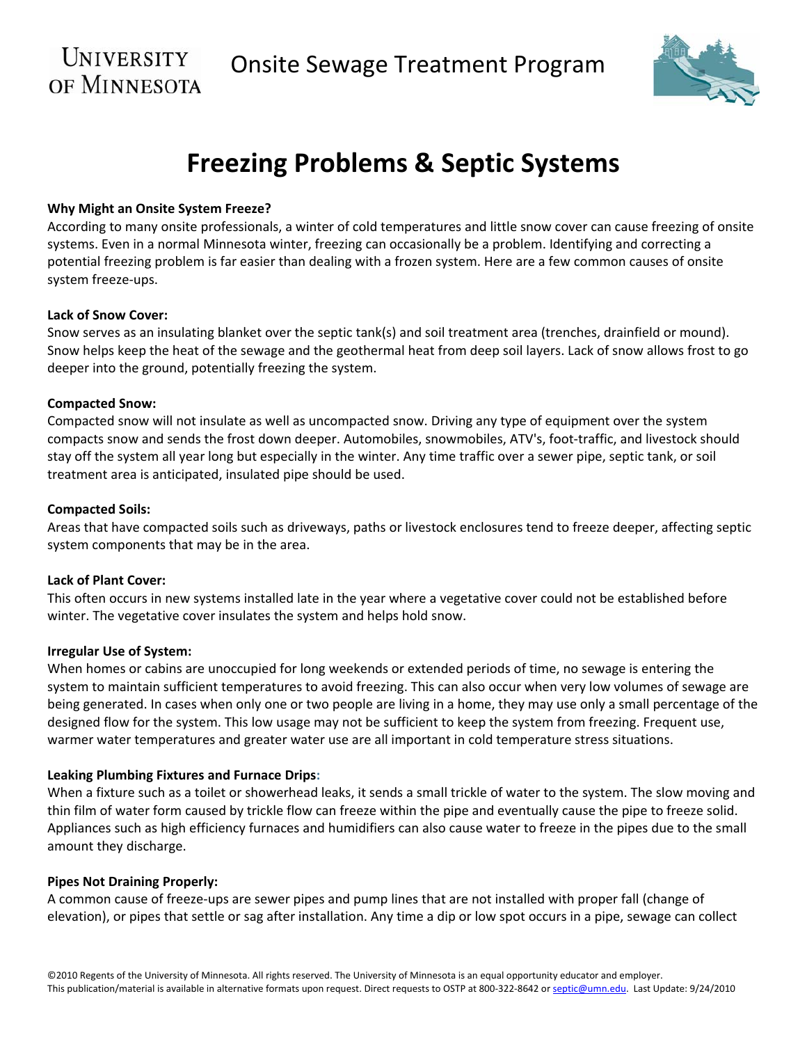University of Minnesota

Onsite Sewage Treatment Program

# Freezing Problems & Septic Systems

**Why Might an Onsite System Freeze?**

According to many onsite professionals, a winter of cold temperatures and little snow cover can cause freezing of onsite systems. Even in a normal Minnesota winter, freezing can occasionally be a problem. Identifying and correcting a potential freezing problem is far easier than dealing with a frozen system. Here are a few common causes of onsite system freeze-ups.

**Lack of Snow Cover:**

Snow serves as an insulating blanket over the septic tank(s) and soil treatment area (trenches, drainfield or mound). Snow helps keep the heat of the sewage and the geothermal heat from deep soil layers. Lack of snow allows frost to go deeper into the ground, potentially freezing the system.

**Compacted Snow:**

Compacted snow will not insulate as well as uncompacted snow. Driving any type of equipment over the system compacts snow and sends the frost down deeper. Automobiles, snowmobiles, ATV's, foot-traffic, and livestock should stay off the system all year long but especially in the winter. Any time traffic over a sewer pipe, septic tank, or soil treatment area is anticipated, insulated pipe should be used.

**Compacted Soils:**

Areas that have compacted soils such as driveways, paths or livestock enclosures tend to freeze deeper, affecting septic system components that may be in the area.

**Lack of Plant Cover:**

This often occurs in new systems installed late in the year where a vegetative cover could not be established before winter. The vegetative cover insulates the system and helps hold snow.

**Irregular Use of System:**

When homes or cabins are unoccupied for long weekends or extended periods of time, no sewage is entering the system to maintain sufficient temperatures to avoid freezing. This can also occur when very low volumes of sewage are being generated. In cases when only one or two people are living in a home, they may use only a small percentage of the designed flow for the system. This low usage may not be sufficient to keep the system from freezing. Frequent use, warmer water temperatures and greater water use are all important in cold temperature stress situations.

**Leaking Plumbing Fixtures and Furnace Drips:**

When a fixture such as a toilet or showerhead leaks, it sends a small trickle of water to the system. The slow moving and thin film of water form caused by trickle flow can freeze within the pipe and eventually cause the pipe to freeze solid. Appliances such as high efficiency furnaces and humidifiers can also cause water to freeze in the pipes due to the small amount they discharge.

**Pipes Not Draining Properly:**

A common cause of freeze-ups are sewer pipes and pump lines that are not installed with proper fall (change of elevation), or pipes that settle or sag after installation. Any time a dip or low spot occurs in a pipe, sewage can collect

©2010 Regents of the University of Minnesota. All rights reserved. The University of Minnesota is an equal opportunity educator and employer.
This publication/material is available in alternative formats upon request. Direct requests to OSTP at 800-322-8642 or septic@umn.edu. Last Update: 9/24/2010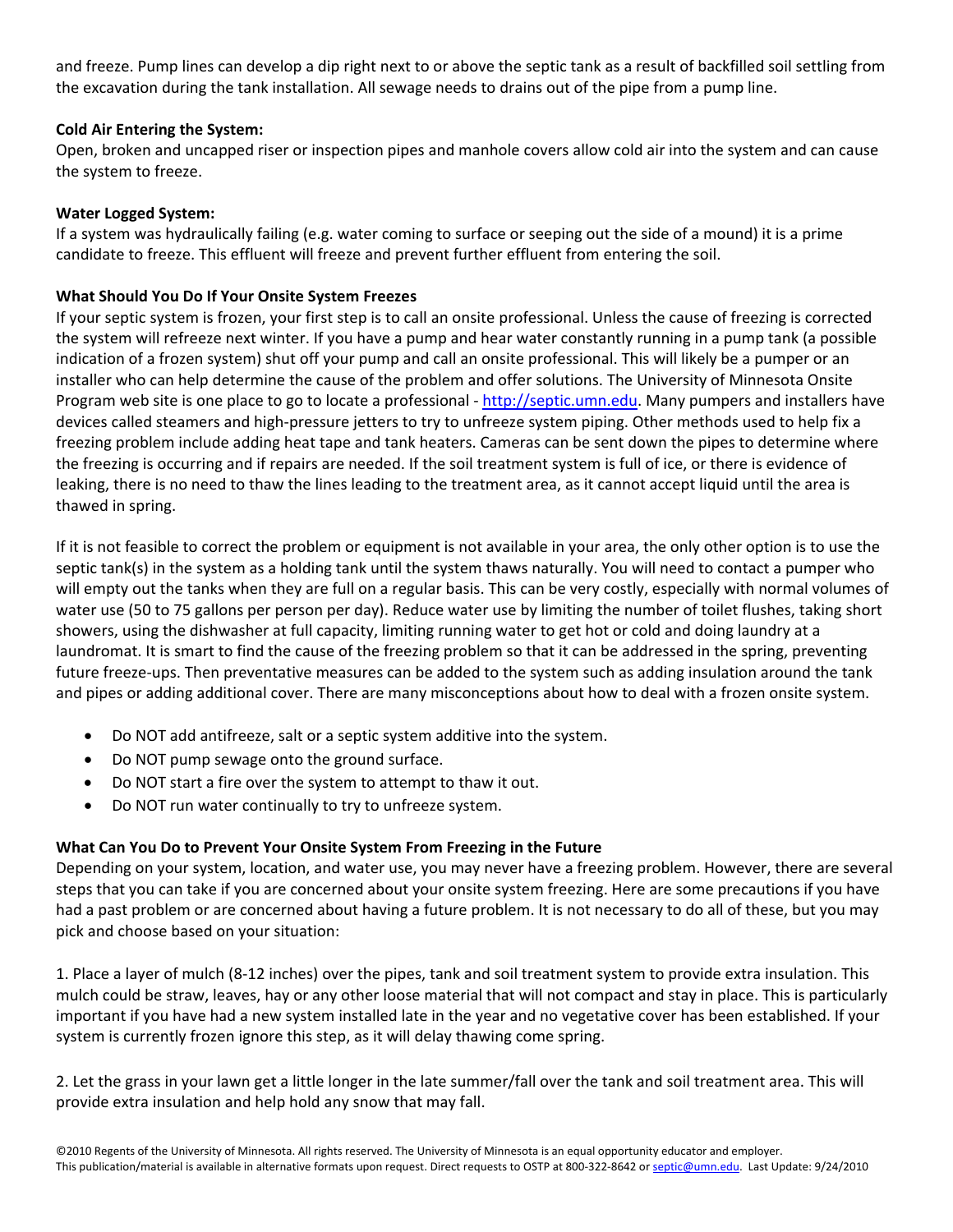and freeze. Pump lines can develop a dip right next to or above the septic tank as a result of backfilled soil settling from the excavation during the tank installation. All sewage needs to drains out of the pipe from a pump line.

**Cold Air Entering the System:**
Open, broken and uncapped riser or inspection pipes and manhole covers allow cold air into the system and can cause the system to freeze.

**Water Logged System:**
If a system was hydraulically failing (e.g. water coming to surface or seeping out the side of a mound) it is a prime candidate to freeze. This effluent will freeze and prevent further effluent from entering the soil.

**What Should You Do If Your Onsite System Freezes**
If your septic system is frozen, your first step is to call an onsite professional. Unless the cause of freezing is corrected the system will refreeze next winter. If you have a pump and hear water constantly running in a pump tank (a possible indication of a frozen system) shut off your pump and call an onsite professional. This will likely be a pumper or an installer who can help determine the cause of the problem and offer solutions. The University of Minnesota Onsite Program web site is one place to go to locate a professional - http://septic.umn.edu. Many pumpers and installers have devices called steamers and high-pressure jetters to try to unfreeze system piping. Other methods used to help fix a freezing problem include adding heat tape and tank heaters. Cameras can be sent down the pipes to determine where the freezing is occurring and if repairs are needed. If the soil treatment system is full of ice, or there is evidence of leaking, there is no need to thaw the lines leading to the treatment area, as it cannot accept liquid until the area is thawed in spring.

If it is not feasible to correct the problem or equipment is not available in your area, the only other option is to use the septic tank(s) in the system as a holding tank until the system thaws naturally. You will need to contact a pumper who will empty out the tanks when they are full on a regular basis. This can be very costly, especially with normal volumes of water use (50 to 75 gallons per person per day). Reduce water use by limiting the number of toilet flushes, taking short showers, using the dishwasher at full capacity, limiting running water to get hot or cold and doing laundry at a laundromat. It is smart to find the cause of the freezing problem so that it can be addressed in the spring, preventing future freeze-ups. Then preventative measures can be added to the system such as adding insulation around the tank and pipes or adding additional cover. There are many misconceptions about how to deal with a frozen onsite system.

- Do NOT add antifreeze, salt or a septic system additive into the system.
- Do NOT pump sewage onto the ground surface.
- Do NOT start a fire over the system to attempt to thaw it out.
- Do NOT run water continually to try to unfreeze system.

**What Can You Do to Prevent Your Onsite System From Freezing in the Future**
Depending on your system, location, and water use, you may never have a freezing problem. However, there are several steps that you can take if you are concerned about your onsite system freezing. Here are some precautions if you have had a past problem or are concerned about having a future problem. It is not necessary to do all of these, but you may pick and choose based on your situation:

1. Place a layer of mulch (8-12 inches) over the pipes, tank and soil treatment system to provide extra insulation. This mulch could be straw, leaves, hay or any other loose material that will not compact and stay in place. This is particularly important if you have had a new system installed late in the year and no vegetative cover has been established. If your system is currently frozen ignore this step, as it will delay thawing come spring.

2. Let the grass in your lawn get a little longer in the late summer/fall over the tank and soil treatment area. This will provide extra insulation and help hold any snow that may fall.

©2010 Regents of the University of Minnesota. All rights reserved. The University of Minnesota is an equal opportunity educator and employer.
This publication/material is available in alternative formats upon request. Direct requests to OSTP at 800-322-8642 or septic@umn.edu. Last Update: 9/24/2010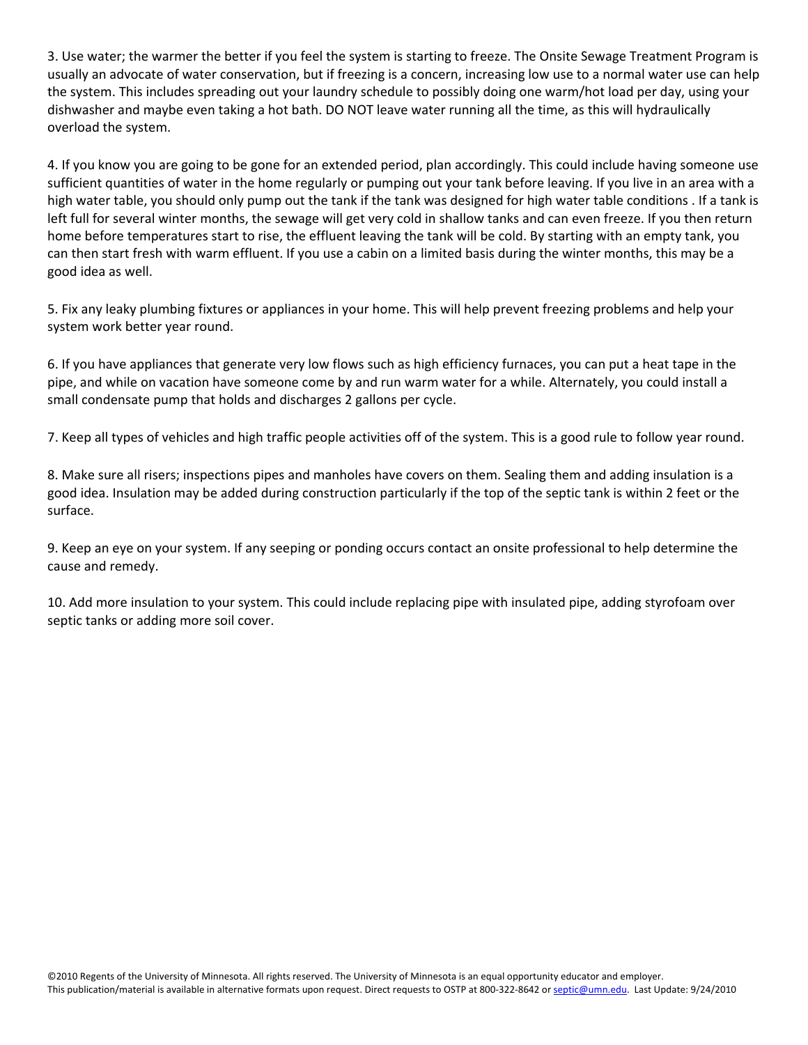3. Use water; the warmer the better if you feel the system is starting to freeze. The Onsite Sewage Treatment Program is usually an advocate of water conservation, but if freezing is a concern, increasing low use to a normal water use can help the system. This includes spreading out your laundry schedule to possibly doing one warm/hot load per day, using your dishwasher and maybe even taking a hot bath. DO NOT leave water running all the time, as this will hydraulically overload the system.

4. If you know you are going to be gone for an extended period, plan accordingly. This could include having someone use sufficient quantities of water in the home regularly or pumping out your tank before leaving. If you live in an area with a high water table, you should only pump out the tank if the tank was designed for high water table conditions . If a tank is left full for several winter months, the sewage will get very cold in shallow tanks and can even freeze. If you then return home before temperatures start to rise, the effluent leaving the tank will be cold. By starting with an empty tank, you can then start fresh with warm effluent. If you use a cabin on a limited basis during the winter months, this may be a good idea as well.

5. Fix any leaky plumbing fixtures or appliances in your home. This will help prevent freezing problems and help your system work better year round.

6. If you have appliances that generate very low flows such as high efficiency furnaces, you can put a heat tape in the pipe, and while on vacation have someone come by and run warm water for a while. Alternately, you could install a small condensate pump that holds and discharges 2 gallons per cycle.

7. Keep all types of vehicles and high traffic people activities off of the system. This is a good rule to follow year round.

8. Make sure all risers; inspections pipes and manholes have covers on them. Sealing them and adding insulation is a good idea. Insulation may be added during construction particularly if the top of the septic tank is within 2 feet or the surface.

9. Keep an eye on your system. If any seeping or ponding occurs contact an onsite professional to help determine the cause and remedy.

10. Add more insulation to your system. This could include replacing pipe with insulated pipe, adding styrofoam over septic tanks or adding more soil cover.

©2010 Regents of the University of Minnesota. All rights reserved. The University of Minnesota is an equal opportunity educator and employer.
This publication/material is available in alternative formats upon request. Direct requests to OSTP at 800-322-8642 or septic@umn.edu. Last Update: 9/24/2010